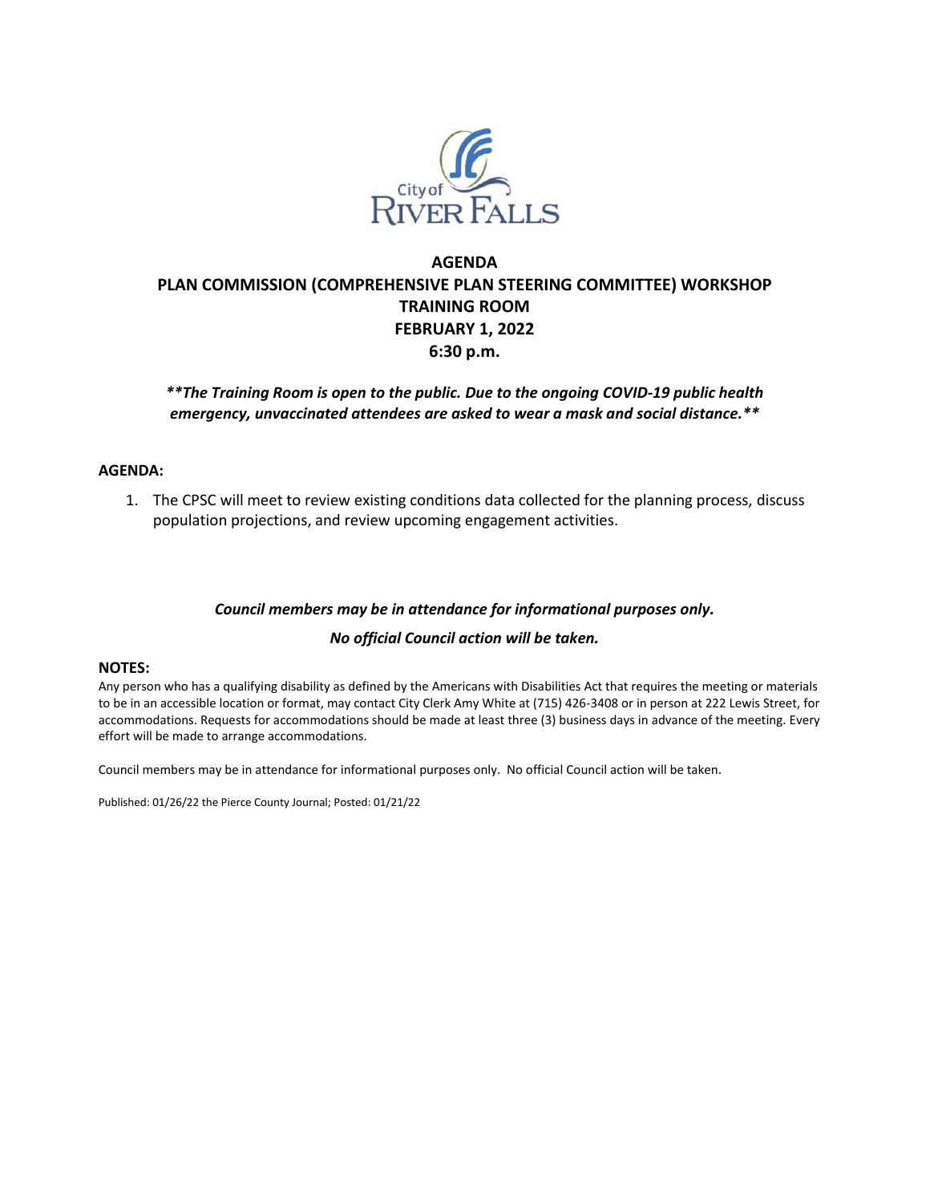City of River Falls

# AGENDA
# PLAN COMMISSION (COMPREHENSIVE PLAN STEERING COMMITTEE) WORKSHOP
# TRAINING ROOM
# FEBRUARY 1, 2022
# 6:30 p.m.

***\*\*The Training Room is open to the public. Due to the ongoing COVID-19 public health emergency, unvaccinated attendees are asked to wear a mask and social distance.\*\****

**AGENDA:**

1. The CPSC will meet to review existing conditions data collected for the planning process, discuss population projections, and review upcoming engagement activities.

***Council members may be in attendance for informational purposes only.***

***No official Council action will be taken.***

**NOTES:**

Any person who has a qualifying disability as defined by the Americans with Disabilities Act that requires the meeting or materials to be in an accessible location or format, may contact City Clerk Amy White at (715) 426-3408 or in person at 222 Lewis Street, for accommodations. Requests for accommodations should be made at least three (3) business days in advance of the meeting. Every effort will be made to arrange accommodations.

Council members may be in attendance for informational purposes only. No official Council action will be taken.

Published: 01/26/22 the Pierce County Journal; Posted: 01/21/22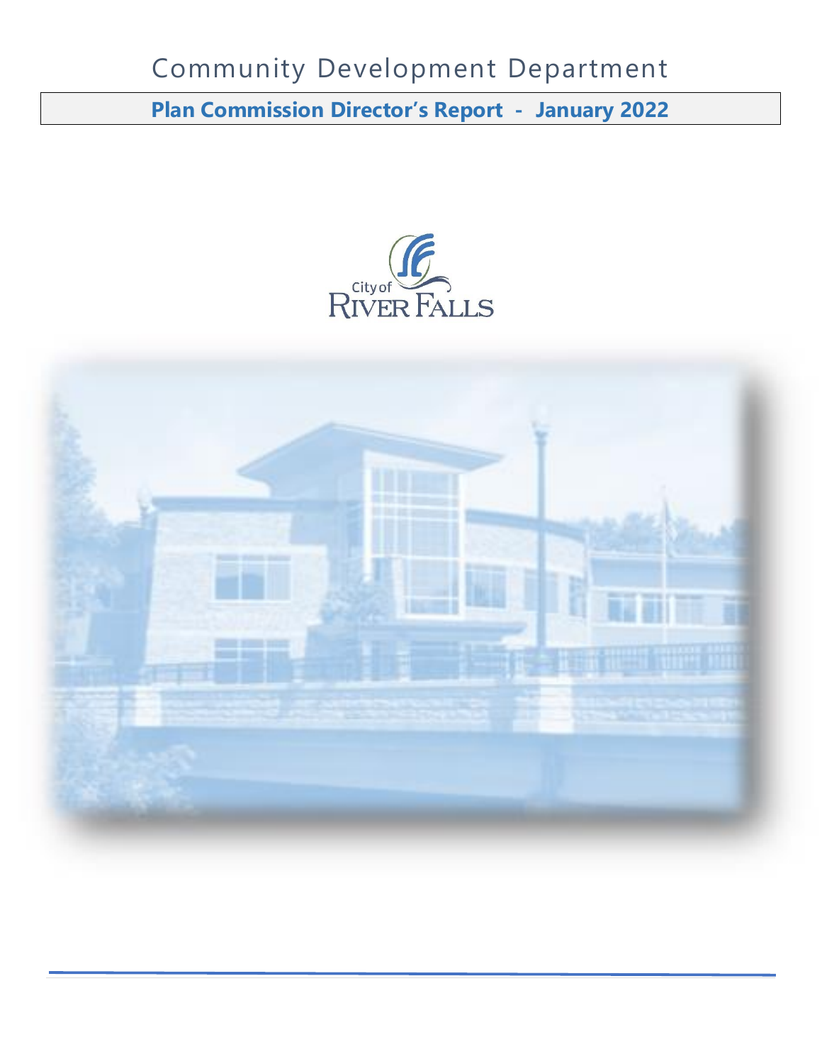# Community Development Department

## Plan Commission Director's Report - January 2022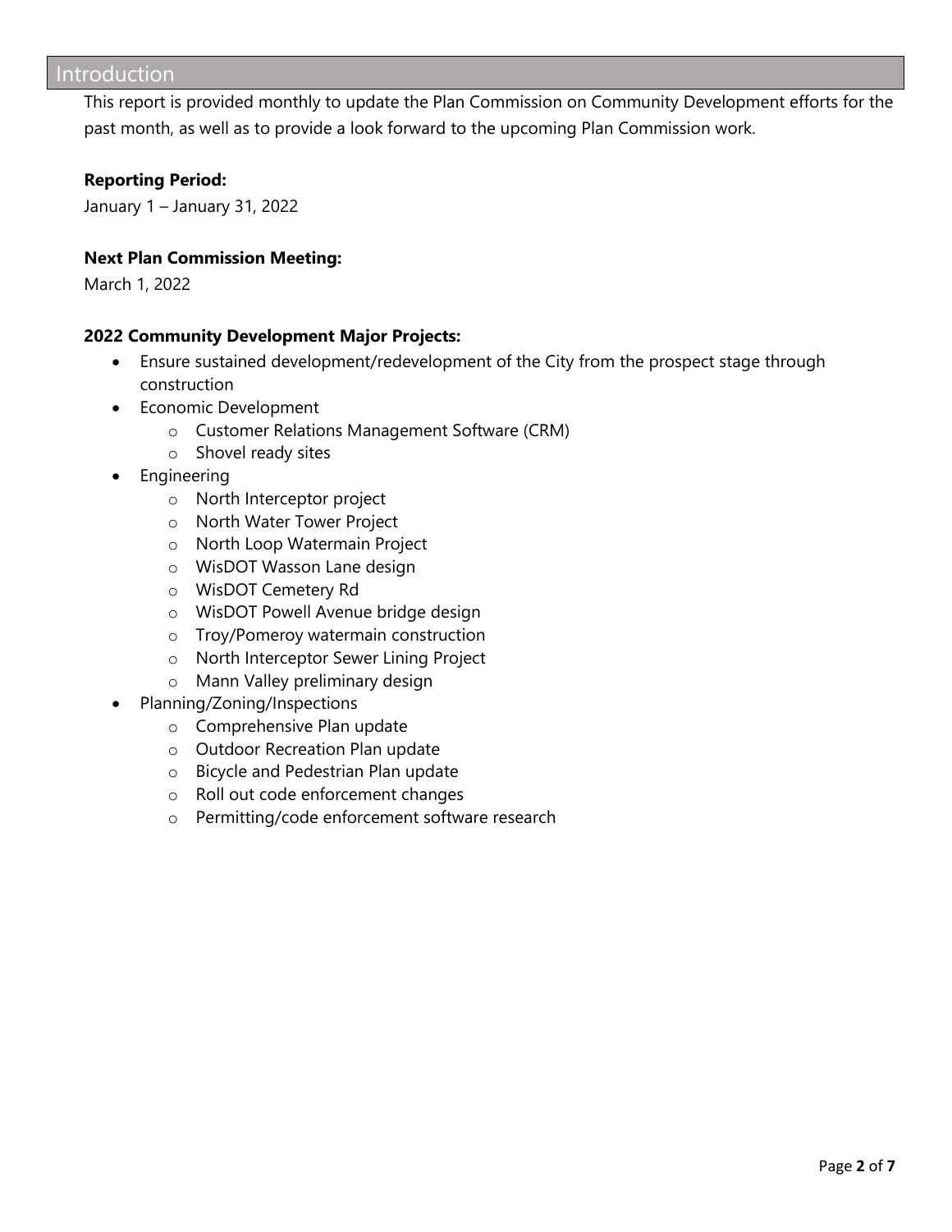## Introduction

This report is provided monthly to update the Plan Commission on Community Development efforts for the past month, as well as to provide a look forward to the upcoming Plan Commission work.

**Reporting Period:**

January 1 – January 31, 2022

**Next Plan Commission Meeting:**

March 1, 2022

**2022 Community Development Major Projects:**

- Ensure sustained development/redevelopment of the City from the prospect stage through construction
- Economic Development
  - Customer Relations Management Software (CRM)
  - Shovel ready sites
- Engineering
  - North Interceptor project
  - North Water Tower Project
  - North Loop Watermain Project
  - WisDOT Wasson Lane design
  - WisDOT Cemetery Rd
  - WisDOT Powell Avenue bridge design
  - Troy/Pomeroy watermain construction
  - North Interceptor Sewer Lining Project
  - Mann Valley preliminary design
- Planning/Zoning/Inspections
  - Comprehensive Plan update
  - Outdoor Recreation Plan update
  - Bicycle and Pedestrian Plan update
  - Roll out code enforcement changes
  - Permitting/code enforcement software research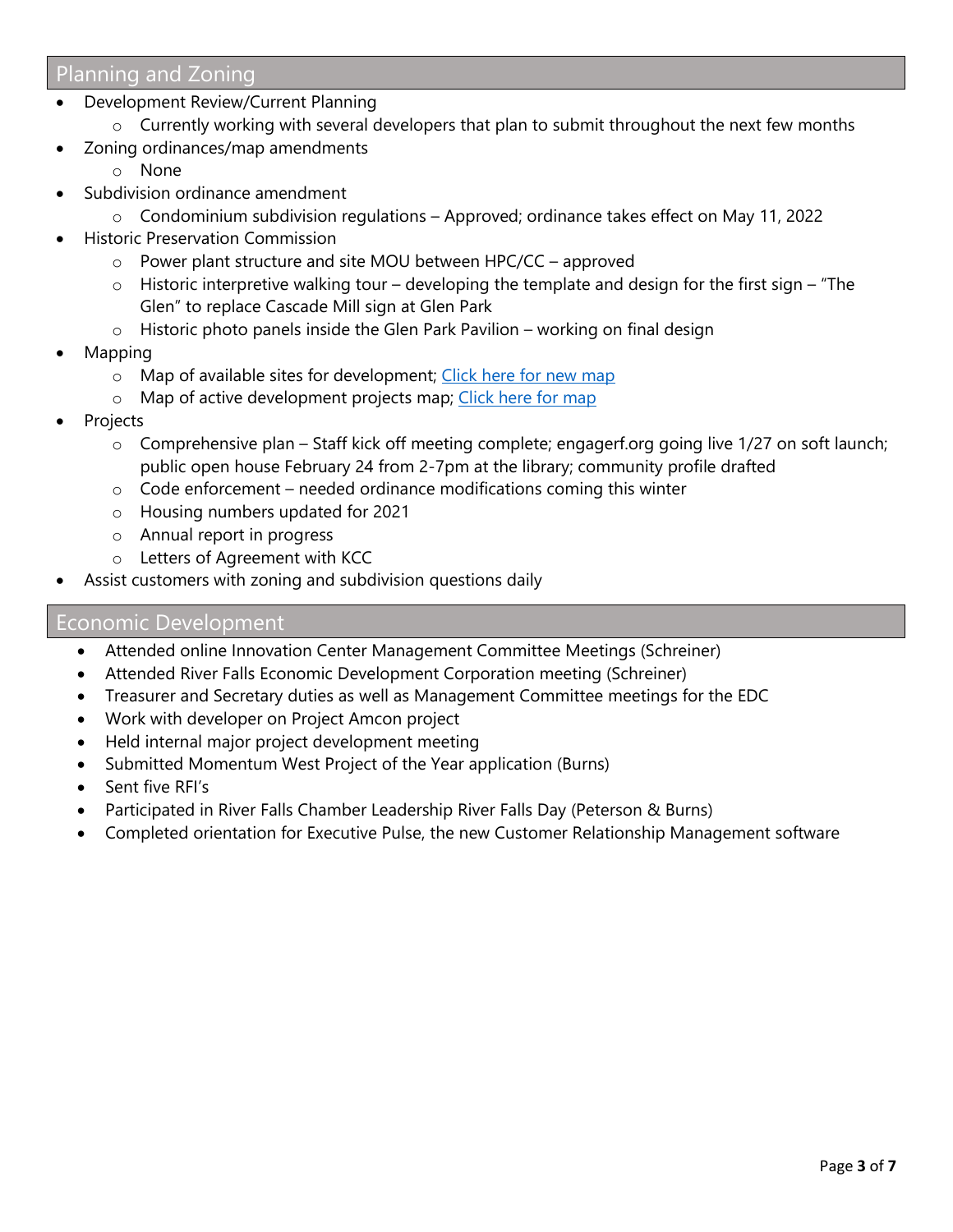## Planning and Zoning

- Development Review/Current Planning
  - Currently working with several developers that plan to submit throughout the next few months
- Zoning ordinances/map amendments
  - None
- Subdivision ordinance amendment
  - Condominium subdivision regulations – Approved; ordinance takes effect on May 11, 2022
- Historic Preservation Commission
  - Power plant structure and site MOU between HPC/CC – approved
  - Historic interpretive walking tour – developing the template and design for the first sign – “The Glen” to replace Cascade Mill sign at Glen Park
  - Historic photo panels inside the Glen Park Pavilion – working on final design
- Mapping
  - Map of available sites for development; Click here for new map
  - Map of active development projects map; Click here for map
- Projects
  - Comprehensive plan – Staff kick off meeting complete; engagerf.org going live 1/27 on soft launch; public open house February 24 from 2-7pm at the library; community profile drafted
  - Code enforcement – needed ordinance modifications coming this winter
  - Housing numbers updated for 2021
  - Annual report in progress
  - Letters of Agreement with KCC
- Assist customers with zoning and subdivision questions daily

## Economic Development

- Attended online Innovation Center Management Committee Meetings (Schreiner)
- Attended River Falls Economic Development Corporation meeting (Schreiner)
- Treasurer and Secretary duties as well as Management Committee meetings for the EDC
- Work with developer on Project Amcon project
- Held internal major project development meeting
- Submitted Momentum West Project of the Year application (Burns)
- Sent five RFI’s
- Participated in River Falls Chamber Leadership River Falls Day (Peterson & Burns)
- Completed orientation for Executive Pulse, the new Customer Relationship Management software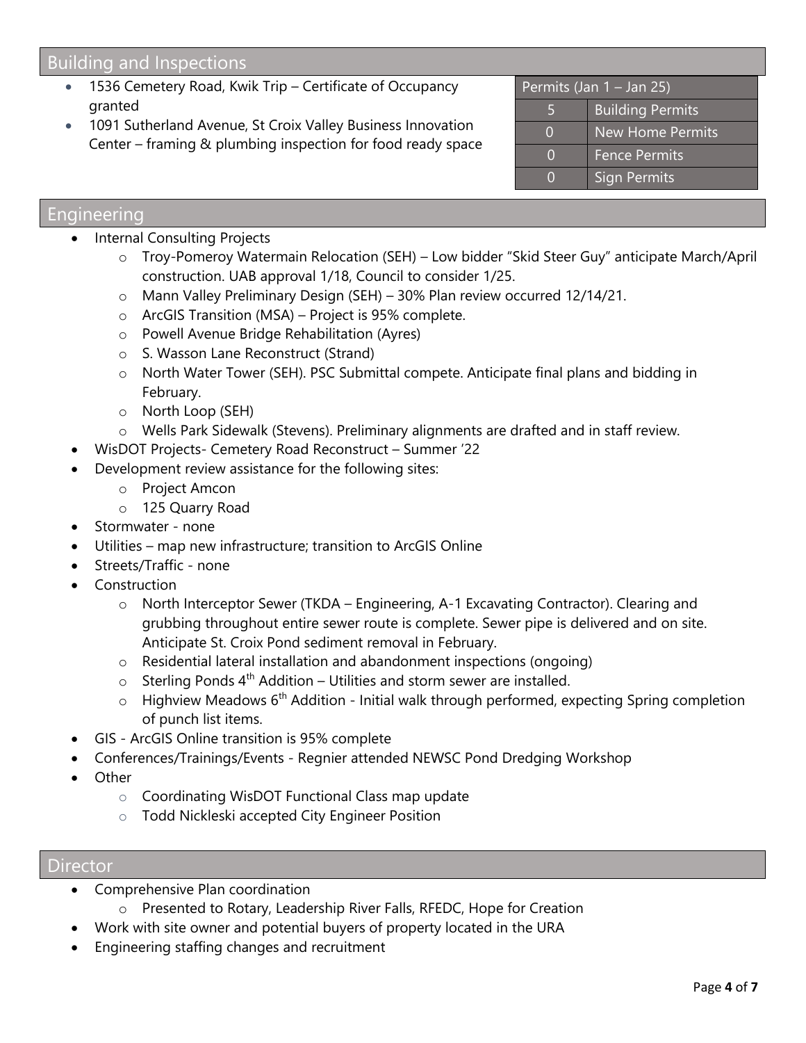## Building and Inspections

- 1536 Cemetery Road, Kwik Trip – Certificate of Occupancy granted
- 1091 Sutherland Avenue, St Croix Valley Business Innovation Center – framing & plumbing inspection for food ready space

| Permits (Jan 1 – Jan 25) | |
|---|---|
| 5 | Building Permits |
| 0 | New Home Permits |
| 0 | Fence Permits |
| 0 | Sign Permits |

## Engineering

- Internal Consulting Projects
  - Troy-Pomeroy Watermain Relocation (SEH) – Low bidder "Skid Steer Guy" anticipate March/April construction. UAB approval 1/18, Council to consider 1/25.
  - Mann Valley Preliminary Design (SEH) – 30% Plan review occurred 12/14/21.
  - ArcGIS Transition (MSA) – Project is 95% complete.
  - Powell Avenue Bridge Rehabilitation (Ayres)
  - S. Wasson Lane Reconstruct (Strand)
  - North Water Tower (SEH). PSC Submittal compete. Anticipate final plans and bidding in February.
  - North Loop (SEH)
  - Wells Park Sidewalk (Stevens). Preliminary alignments are drafted and in staff review.
- WisDOT Projects- Cemetery Road Reconstruct – Summer '22
- Development review assistance for the following sites:
  - Project Amcon
  - 125 Quarry Road
- Stormwater - none
- Utilities – map new infrastructure; transition to ArcGIS Online
- Streets/Traffic - none
- Construction
  - North Interceptor Sewer (TKDA – Engineering, A-1 Excavating Contractor). Clearing and grubbing throughout entire sewer route is complete. Sewer pipe is delivered and on site. Anticipate St. Croix Pond sediment removal in February.
  - Residential lateral installation and abandonment inspections (ongoing)
  - Sterling Ponds 4th Addition – Utilities and storm sewer are installed.
  - Highview Meadows 6th Addition - Initial walk through performed, expecting Spring completion of punch list items.
- GIS - ArcGIS Online transition is 95% complete
- Conferences/Trainings/Events - Regnier attended NEWSC Pond Dredging Workshop
- Other
  - Coordinating WisDOT Functional Class map update
  - Todd Nickleski accepted City Engineer Position

## Director

- Comprehensive Plan coordination
  - Presented to Rotary, Leadership River Falls, RFEDC, Hope for Creation
- Work with site owner and potential buyers of property located in the URA
- Engineering staffing changes and recruitment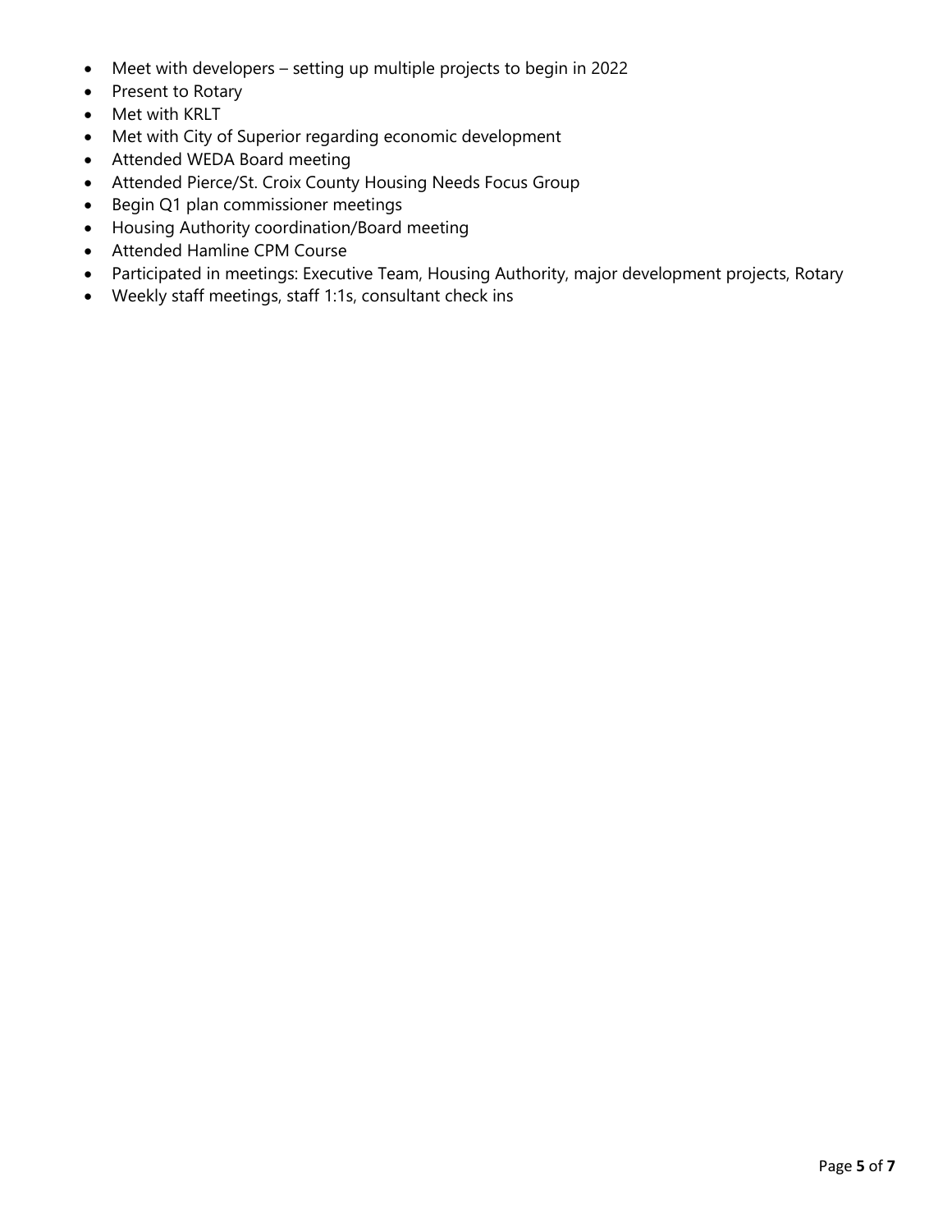- Meet with developers – setting up multiple projects to begin in 2022
- Present to Rotary
- Met with KRLT
- Met with City of Superior regarding economic development
- Attended WEDA Board meeting
- Attended Pierce/St. Croix County Housing Needs Focus Group
- Begin Q1 plan commissioner meetings
- Housing Authority coordination/Board meeting
- Attended Hamline CPM Course
- Participated in meetings: Executive Team, Housing Authority, major development projects, Rotary
- Weekly staff meetings, staff 1:1s, consultant check ins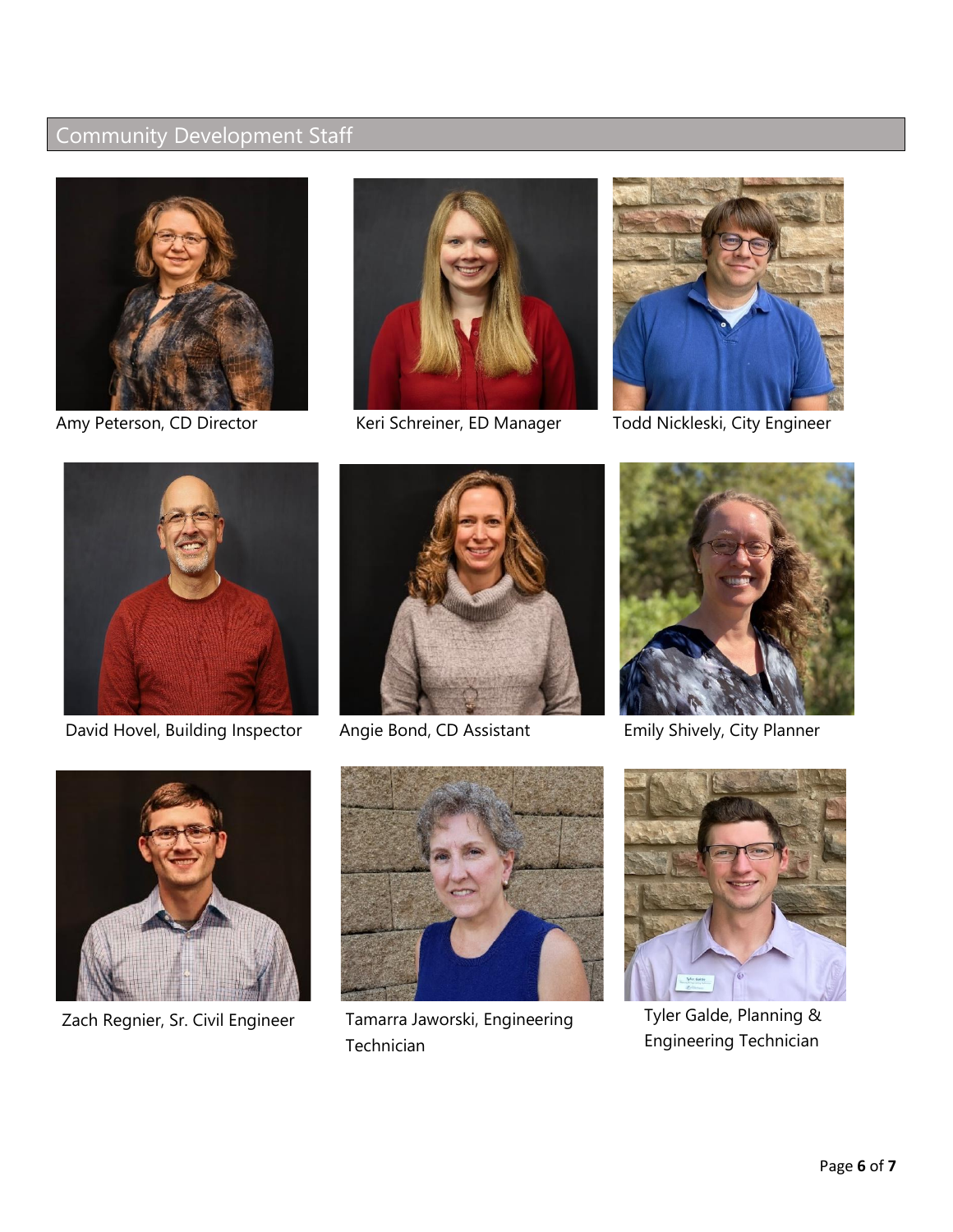## Community Development Staff

Amy Peterson, CD Director

Keri Schreiner, ED Manager

Todd Nickleski, City Engineer

David Hovel, Building Inspector

Angie Bond, CD Assistant

Emily Shively, City Planner

Zach Regnier, Sr. Civil Engineer

Tamarra Jaworski, Engineering Technician

Tyler Galde, Planning & Engineering Technician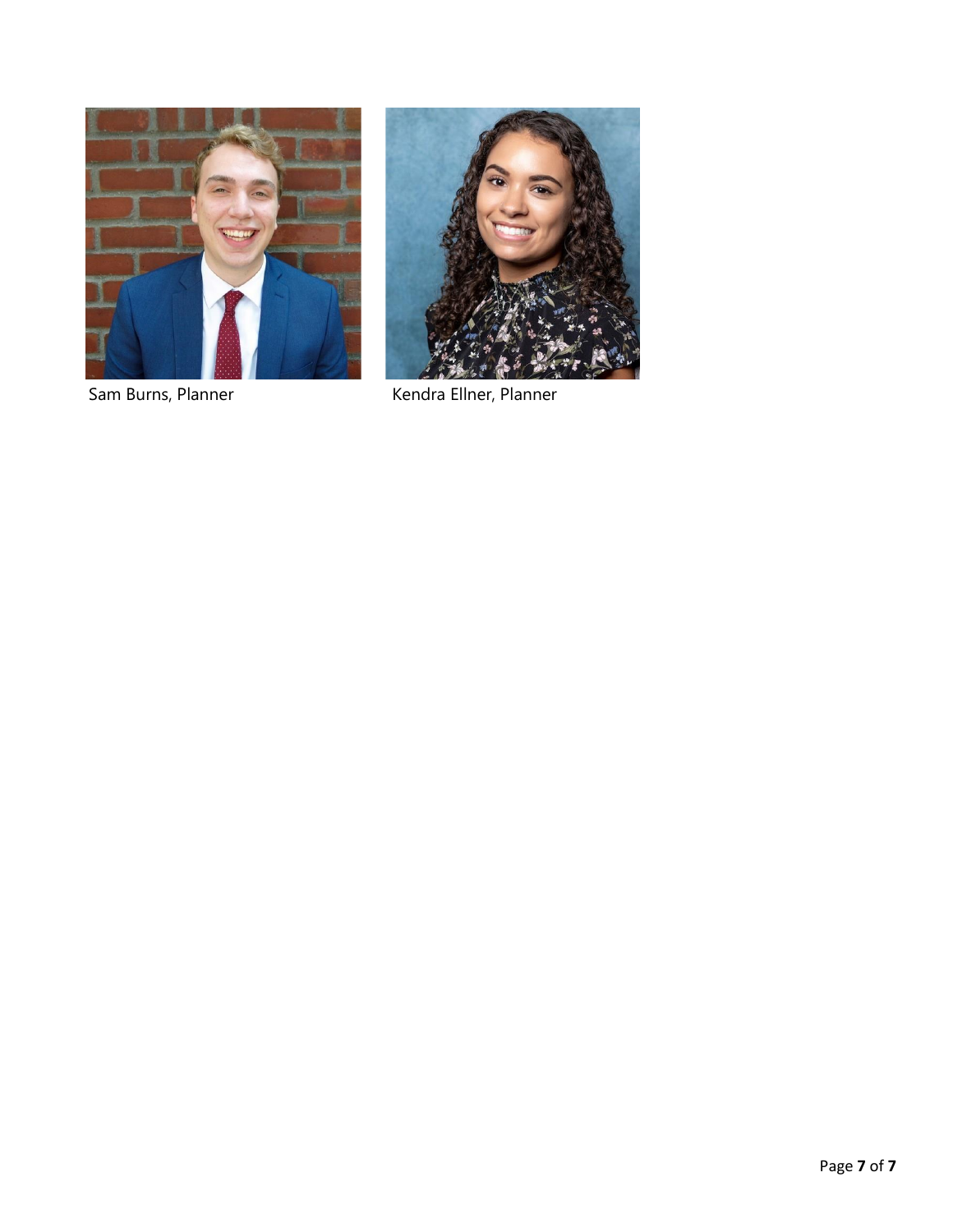Sam Burns, Planner

Kendra Ellner, Planner